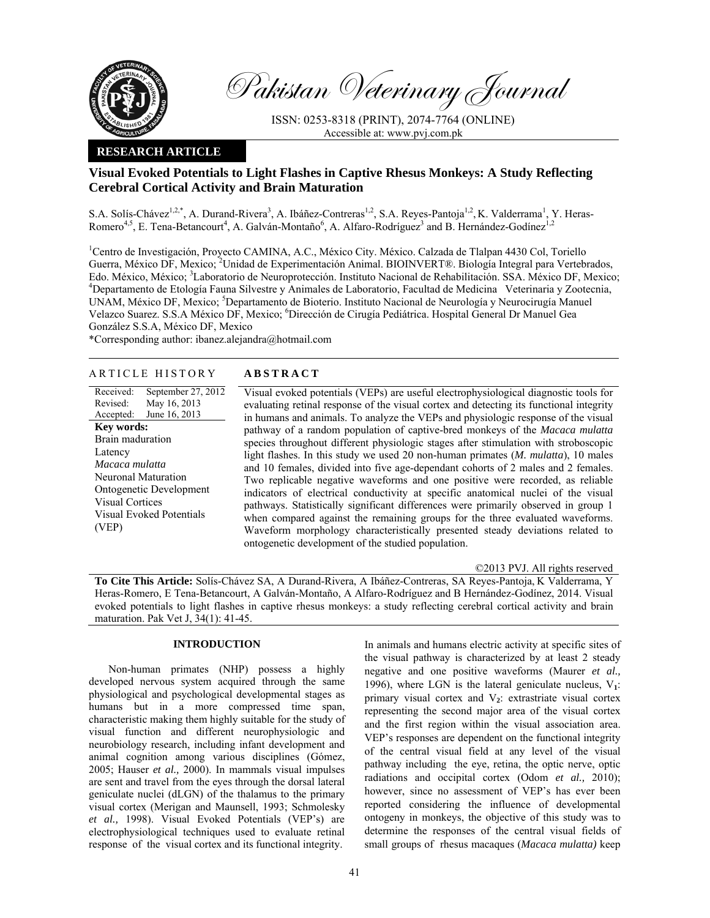Pakistan Veterinary Journal

ISSN: 0253-8318 (PRINT), 2074-7764 (ONLINE)
Accessible at: www.pvj.com.pk

**RESEARCH ARTICLE**

# Visual Evoked Potentials to Light Flashes in Captive Rhesus Monkeys: A Study Reflecting Cerebral Cortical Activity and Brain Maturation

S.A. Solís-Chávez[1,2,*], A. Durand-Rivera[3], A. Ibáñez-Contreras[1,2], S.A. Reyes-Pantoja[1,2], K. Valderrama[1], Y. Heras-Romero[4,5], E. Tena-Betancourt[4], A. Galván-Montaño[6], A. Alfaro-Rodríguez[3] and B. Hernández-Godínez[1,2]

[1]Centro de Investigación, Proyecto CAMINA, A.C., México City. México. Calzada de Tlalpan 4430 Col, Toriello Guerra, México DF, Mexico; [2]Unidad de Experimentación Animal. BIOINVERT®. Biología Integral para Vertebrados, Edo. México, México; [3]Laboratorio de Neuroprotección. Instituto Nacional de Rehabilitación. SSA. México DF, Mexico; [4]Departamento de Etología Fauna Silvestre y Animales de Laboratorio, Facultad de Medicina Veterinaria y Zootecnia, UNAM, México DF, Mexico; [5]Departamento de Bioterio. Instituto Nacional de Neurología y Neurocirugía Manuel Velazco Suarez. S.S.A México DF, Mexico; [6]Dirección de Cirugía Pediátrica. Hospital General Dr Manuel Gea González S.S.A, México DF, Mexico

*Corresponding author: ibanez.alejandra@hotmail.com

## ARTICLE HISTORY

Received: September 27, 2012
Revised: May 16, 2013
Accepted: June 16, 2013

**Key words:**
Brain maduration
Latency
*Macaca mulatta*
Neuronal Maturation
Ontogenetic Development
Visual Cortices
Visual Evoked Potentials (VEP)

## ABSTRACT

Visual evoked potentials (VEPs) are useful electrophysiological diagnostic tools for evaluating retinal response of the visual cortex and detecting its functional integrity in humans and animals. To analyze the VEPs and physiologic response of the visual pathway of a random population of captive-bred monkeys of the *Macaca mulatta* species throughout different physiologic stages after stimulation with stroboscopic light flashes. In this study we used 20 non-human primates (*M. mulatta*), 10 males and 10 females, divided into five age-dependant cohorts of 2 males and 2 females. Two replicable negative waveforms and one positive were recorded, as reliable indicators of electrical conductivity at specific anatomical nuclei of the visual pathways. Statistically significant differences were primarily observed in group 1 when compared against the remaining groups for the three evaluated waveforms. Waveform morphology characteristically presented steady deviations related to ontogenetic development of the studied population.

©2013 PVJ. All rights reserved

**To Cite This Article:** Solís-Chávez SA, A Durand-Rivera, A Ibáñez-Contreras, SA Reyes-Pantoja, K Valderrama, Y Heras-Romero, E Tena-Betancourt, A Galván-Montaño, A Alfaro-Rodríguez and B Hernández-Godínez, 2014. Visual evoked potentials to light flashes in captive rhesus monkeys: a study reflecting cerebral cortical activity and brain maturation. Pak Vet J, 34(1): 41-45.

## INTRODUCTION

Non-human primates (NHP) possess a highly developed nervous system acquired through the same physiological and psychological developmental stages as humans but in a more compressed time span, characteristic making them highly suitable for the study of visual function and different neurophysiologic and neurobiology research, including infant development and animal cognition among various disciplines (Gómez, 2005; Hauser *et al.,* 2000). In mammals visual impulses are sent and travel from the eyes through the dorsal lateral geniculate nuclei (dLGN) of the thalamus to the primary visual cortex (Merigan and Maunsell, 1993; Schmolesky *et al.,* 1998). Visual Evoked Potentials (VEP's) are electrophysiological techniques used to evaluate retinal response of the visual cortex and its functional integrity. In animals and humans electric activity at specific sites of the visual pathway is characterized by at least 2 steady negative and one positive waveforms (Maurer *et al.,* 1996), where LGN is the lateral geniculate nucleus, $V_1$: primary visual cortex and $V_2$: extrastriate visual cortex representing the second major area of the visual cortex and the first region within the visual association area. VEP's responses are dependent on the functional integrity of the central visual field at any level of the visual pathway including the eye, retina, the optic nerve, optic radiations and occipital cortex (Odom *et al.,* 2010); however, since no assessment of VEP's has ever been reported considering the influence of developmental ontogeny in monkeys, the objective of this study was to determine the responses of the central visual fields of small groups of rhesus macaques (*Macaca mulatta)* keep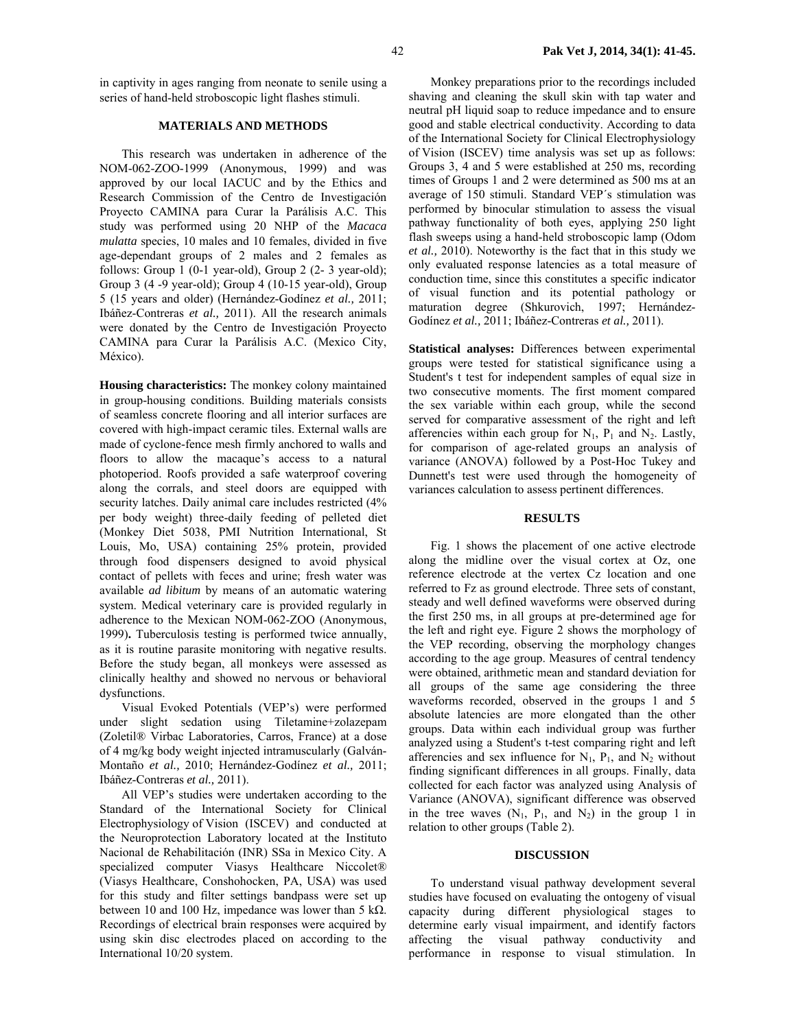in captivity in ages ranging from neonate to senile using a series of hand-held stroboscopic light flashes stimuli.

## MATERIALS AND METHODS

This research was undertaken in adherence of the NOM-062-ZOO-1999 (Anonymous, 1999) and was approved by our local IACUC and by the Ethics and Research Commission of the Centro de Investigación Proyecto CAMINA para Curar la Parálisis A.C. This study was performed using 20 NHP of the *Macaca mulatta* species, 10 males and 10 females, divided in five age-dependant groups of 2 males and 2 females as follows: Group 1 (0-1 year-old), Group 2 (2- 3 year-old); Group 3 (4 -9 year-old); Group 4 (10-15 year-old), Group 5 (15 years and older) (Hernández-Godínez *et al.,* 2011; Ibáñez-Contreras *et al.,* 2011). All the research animals were donated by the Centro de Investigación Proyecto CAMINA para Curar la Parálisis A.C. (Mexico City, México).

**Housing characteristics:** The monkey colony maintained in group-housing conditions. Building materials consists of seamless concrete flooring and all interior surfaces are covered with high-impact ceramic tiles. External walls are made of cyclone-fence mesh firmly anchored to walls and floors to allow the macaque's access to a natural photoperiod. Roofs provided a safe waterproof covering along the corrals, and steel doors are equipped with security latches. Daily animal care includes restricted (4% per body weight) three-daily feeding of pelleted diet (Monkey Diet 5038, PMI Nutrition International, St Louis, Mo, USA) containing 25% protein, provided through food dispensers designed to avoid physical contact of pellets with feces and urine; fresh water was available *ad libitum* by means of an automatic watering system. Medical veterinary care is provided regularly in adherence to the Mexican NOM-062-ZOO (Anonymous, 1999)**.** Tuberculosis testing is performed twice annually, as it is routine parasite monitoring with negative results. Before the study began, all monkeys were assessed as clinically healthy and showed no nervous or behavioral dysfunctions.

Visual Evoked Potentials (VEP's) were performed under slight sedation using Tiletamine+zolazepam (Zoletil® Virbac Laboratories, Carros, France) at a dose of 4 mg/kg body weight injected intramuscularly (Galván-Montaño *et al.,* 2010; Hernández-Godínez *et al.,* 2011; Ibáñez-Contreras *et al.,* 2011).

All VEP's studies were undertaken according to the Standard of the International Society for Clinical Electrophysiology of Vision (ISCEV) and conducted at the Neuroprotection Laboratory located at the Instituto Nacional de Rehabilitación (INR) SSa in Mexico City. A specialized computer Viasys Healthcare Niccolet® (Viasys Healthcare, Conshohocken, PA, USA) was used for this study and filter settings bandpass were set up between 10 and 100 Hz, impedance was lower than 5 kΩ. Recordings of electrical brain responses were acquired by using skin disc electrodes placed on according to the International 10/20 system.

Monkey preparations prior to the recordings included shaving and cleaning the skull skin with tap water and neutral pH liquid soap to reduce impedance and to ensure good and stable electrical conductivity. According to data of the International Society for Clinical Electrophysiology of Vision (ISCEV) time analysis was set up as follows: Groups 3, 4 and 5 were established at 250 ms, recording times of Groups 1 and 2 were determined as 500 ms at an average of 150 stimuli. Standard VEP´s stimulation was performed by binocular stimulation to assess the visual pathway functionality of both eyes, applying 250 light flash sweeps using a hand-held stroboscopic lamp (Odom *et al.,* 2010). Noteworthy is the fact that in this study we only evaluated response latencies as a total measure of conduction time, since this constitutes a specific indicator of visual function and its potential pathology or maturation degree (Shkurovich, 1997; Hernández-Godínez *et al.,* 2011; Ibáñez-Contreras *et al.,* 2011).

**Statistical analyses:** Differences between experimental groups were tested for statistical significance using a Student's t test for independent samples of equal size in two consecutive moments. The first moment compared the sex variable within each group, while the second served for comparative assessment of the right and left afferencies within each group for $N_1$, $P_1$ and $N_2$. Lastly, for comparison of age-related groups an analysis of variance (ANOVA) followed by a Post-Hoc Tukey and Dunnett's test were used through the homogeneity of variances calculation to assess pertinent differences.

## RESULTS

Fig. 1 shows the placement of one active electrode along the midline over the visual cortex at Oz, one reference electrode at the vertex Cz location and one referred to Fz as ground electrode. Three sets of constant, steady and well defined waveforms were observed during the first 250 ms, in all groups at pre-determined age for the left and right eye. Figure 2 shows the morphology of the VEP recording, observing the morphology changes according to the age group. Measures of central tendency were obtained, arithmetic mean and standard deviation for all groups of the same age considering the three waveforms recorded, observed in the groups 1 and 5 absolute latencies are more elongated than the other groups. Data within each individual group was further analyzed using a Student's t-test comparing right and left afferencies and sex influence for $N_1$, $P_1$, and $N_2$ without finding significant differences in all groups. Finally, data collected for each factor was analyzed using Analysis of Variance (ANOVA), significant difference was observed in the tree waves ($N_1$, $P_1$, and $N_2$) in the group 1 in relation to other groups (Table 2).

## DISCUSSION

To understand visual pathway development several studies have focused on evaluating the ontogeny of visual capacity during different physiological stages to determine early visual impairment, and identify factors affecting the visual pathway conductivity and performance in response to visual stimulation. In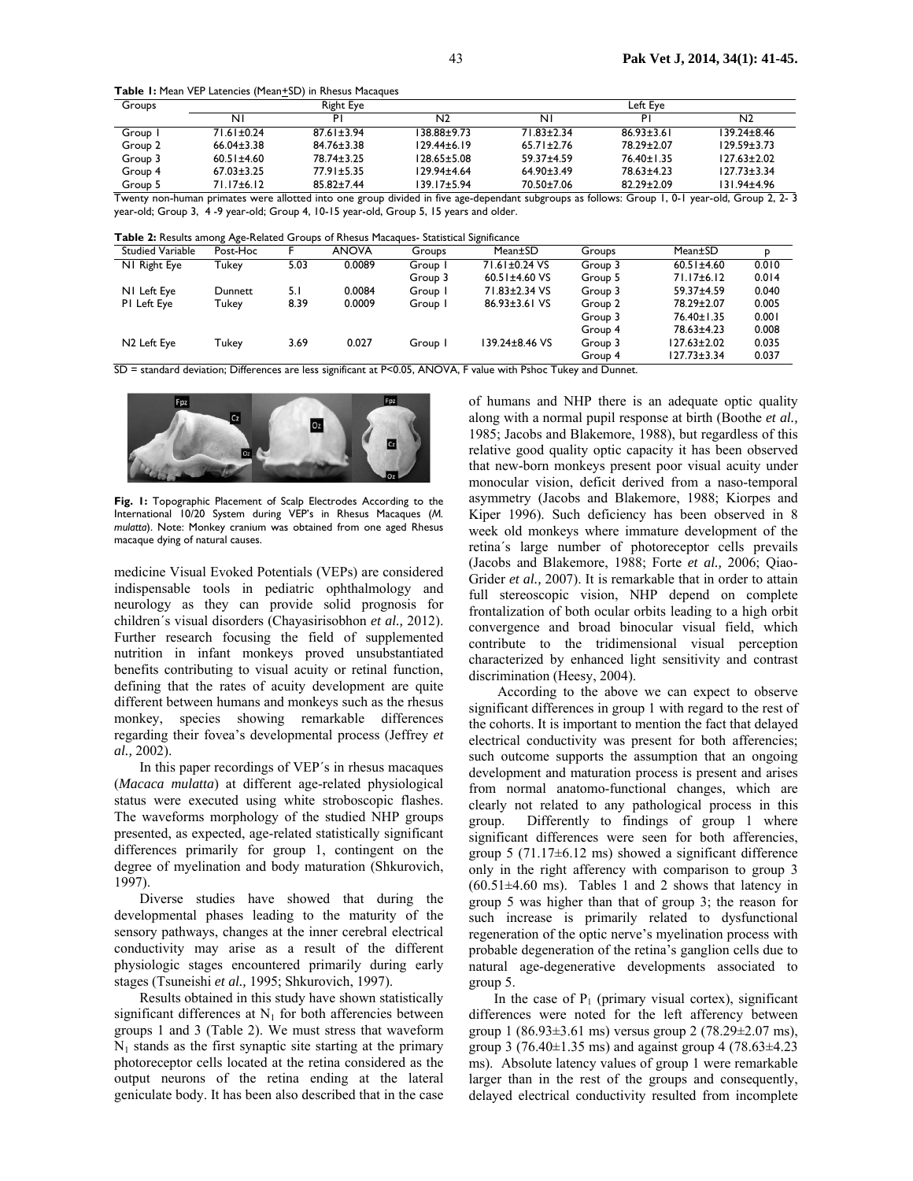**Table 1:** Mean VEP Latencies (Mean±SD) in Rhesus Macaques

| Groups | Right Eye | | | Left Eye | | |
|---|---|---|---|---|---|---|
| | N1 | P1 | N2 | N1 | P1 | N2 |
| Group 1 | 71.61±0.24 | 87.61±3.94 | 138.88±9.73 | 71.83±2.34 | 86.93±3.61 | 139.24±8.46 |
| Group 2 | 66.04±3.38 | 84.76±3.38 | 129.44±6.19 | 65.71±2.76 | 78.29±2.07 | 129.59±3.73 |
| Group 3 | 60.51±4.60 | 78.74±3.25 | 128.65±5.08 | 59.37±4.59 | 76.40±1.35 | 127.63±2.02 |
| Group 4 | 67.03±3.25 | 77.91±5.35 | 129.94±4.64 | 64.90±3.49 | 78.63±4.23 | 127.73±3.34 |
| Group 5 | 71.17±6.12 | 85.82±7.44 | 139.17±5.94 | 70.50±7.06 | 82.29±2.09 | 131.94±4.96 |

Twenty non-human primates were allotted into one group divided in five age-dependant subgroups as follows: Group 1, 0-1 year-old, Group 2, 2- 3 year-old; Group 3, 4 -9 year-old; Group 4, 10-15 year-old, Group 5, 15 years and older.

**Table 2:** Results among Age-Related Groups of Rhesus Macaques- Statistical Significance

| Studied Variable | Post-Hoc | F | ANOVA | Groups | Mean±SD | Groups | Mean±SD | P |
|---|---|---|---|---|---|---|---|---|
| N1 Right Eye | Tukey | 5.03 | 0.0089 | Group 1 | 71.61±0.24 VS | Group 3 | 60.51±4.60 | 0.010 |
| | | | | Group 3 | 60.51±4.60 VS | Group 5 | 71.17±6.12 | 0.014 |
| N1 Left Eye | Dunnett | 5.1 | 0.0084 | Group 1 | 71.83±2.34 VS | Group 3 | 59.37±4.59 | 0.040 |
| P1 Left Eye | Tukey | 8.39 | 0.0009 | Group 1 | 86.93±3.61 VS | Group 2 | 78.29±2.07 | 0.005 |
| | | | | | | Group 3 | 76.40±1.35 | 0.001 |
| | | | | | | Group 4 | 78.63±4.23 | 0.008 |
| N2 Left Eye | Tukey | 3.69 | 0.027 | Group 1 | 139.24±8.46 VS | Group 3 | 127.63±2.02 | 0.035 |
| | | | | | | Group 4 | 127.73±3.34 | 0.037 |

SD = standard deviation; Differences are less significant at P<0.05, ANOVA, F value with Pshoc Tukey and Dunnet.

**Fig. 1:** Topographic Placement of Scalp Electrodes According to the International 10/20 System during VEP's in Rhesus Macaques (*M. mulatta*). Note: Monkey cranium was obtained from one aged Rhesus macaque dying of natural causes.

medicine Visual Evoked Potentials (VEPs) are considered indispensable tools in pediatric ophthalmology and neurology as they can provide solid prognosis for children´s visual disorders (Chayasirisobhon *et al.,* 2012). Further research focusing the field of supplemented nutrition in infant monkeys proved unsubstantiated benefits contributing to visual acuity or retinal function, defining that the rates of acuity development are quite different between humans and monkeys such as the rhesus monkey, species showing remarkable differences regarding their fovea's developmental process (Jeffrey *et al.,* 2002).

In this paper recordings of VEP´s in rhesus macaques (*Macaca mulatta*) at different age-related physiological status were executed using white stroboscopic flashes. The waveforms morphology of the studied NHP groups presented, as expected, age-related statistically significant differences primarily for group 1, contingent on the degree of myelination and body maturation (Shkurovich, 1997).

Diverse studies have showed that during the developmental phases leading to the maturity of the sensory pathways, changes at the inner cerebral electrical conductivity may arise as a result of the different physiologic stages encountered primarily during early stages (Tsuneishi *et al.,* 1995; Shkurovich, 1997).

Results obtained in this study have shown statistically significant differences at $N_1$ for both afferencies between groups 1 and 3 (Table 2). We must stress that waveform $N_1$ stands as the first synaptic site starting at the primary photoreceptor cells located at the retina considered as the output neurons of the retina ending at the lateral geniculate body. It has been also described that in the case of humans and NHP there is an adequate optic quality along with a normal pupil response at birth (Boothe *et al.,* 1985; Jacobs and Blakemore, 1988), but regardless of this relative good quality optic capacity it has been observed that new-born monkeys present poor visual acuity under monocular vision, deficit derived from a naso-temporal asymmetry (Jacobs and Blakemore, 1988; Kiorpes and Kiper 1996). Such deficiency has been observed in 8 week old monkeys where immature development of the retina´s large number of photoreceptor cells prevails (Jacobs and Blakemore, 1988; Forte *et al.,* 2006; Qiao-Grider *et al.,* 2007). It is remarkable that in order to attain full stereoscopic vision, NHP depend on complete frontalization of both ocular orbits leading to a high orbit convergence and broad binocular visual field, which contribute to the tridimensional visual perception characterized by enhanced light sensitivity and contrast discrimination (Heesy, 2004).

According to the above we can expect to observe significant differences in group 1 with regard to the rest of the cohorts. It is important to mention the fact that delayed electrical conductivity was present for both afferencies; such outcome supports the assumption that an ongoing development and maturation process is present and arises from normal anatomo-functional changes, which are clearly not related to any pathological process in this group. Differently to findings of group 1 where significant differences were seen for both afferencies, group 5 (71.17±6.12 ms) showed a significant difference only in the right afferency with comparison to group 3 (60.51±4.60 ms). Tables 1 and 2 shows that latency in group 5 was higher than that of group 3; the reason for such increase is primarily related to dysfunctional regeneration of the optic nerve's myelination process with probable degeneration of the retina's ganglion cells due to natural age-degenerative developments associated to group 5.

In the case of $P_1$ (primary visual cortex), significant differences were noted for the left afferency between group 1 (86.93±3.61 ms) versus group 2 (78.29±2.07 ms), group 3 (76.40±1.35 ms) and against group 4 (78.63±4.23 ms). Absolute latency values of group 1 were remarkable larger than in the rest of the groups and consequently, delayed electrical conductivity resulted from incomplete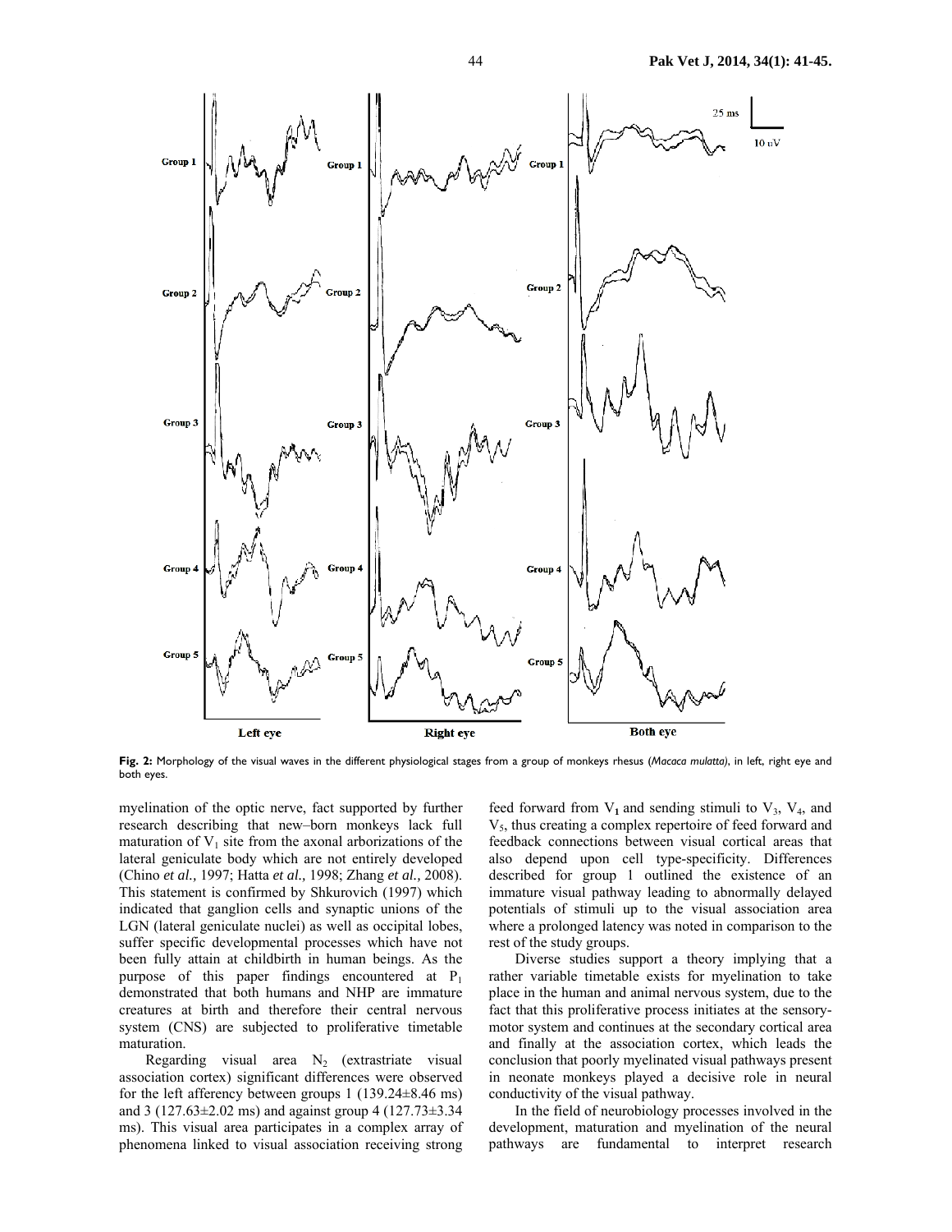Fig. 2: Morphology of the visual waves in the different physiological stages from a group of monkeys rhesus (*Macaca mulatta*), in left, right eye and both eyes.

myelination of the optic nerve, fact supported by further research describing that new–born monkeys lack full maturation of $V_1$ site from the axonal arborizations of the lateral geniculate body which are not entirely developed (Chino *et al.,* 1997; Hatta *et al.,* 1998; Zhang *et al.,* 2008). This statement is confirmed by Shkurovich (1997) which indicated that ganglion cells and synaptic unions of the LGN (lateral geniculate nuclei) as well as occipital lobes, suffer specific developmental processes which have not been fully attain at childbirth in human beings. As the purpose of this paper findings encountered at $P_1$ demonstrated that both humans and NHP are immature creatures at birth and therefore their central nervous system (CNS) are subjected to proliferative timetable maturation.

Regarding visual area $N_2$ (extrastriate visual association cortex) significant differences were observed for the left afferency between groups 1 (139.24±8.46 ms) and 3 (127.63±2.02 ms) and against group 4 (127.73±3.34 ms). This visual area participates in a complex array of phenomena linked to visual association receiving strong feed forward from $V_1$ and sending stimuli to $V_3$, $V_4$, and $V_5$, thus creating a complex repertoire of feed forward and feedback connections between visual cortical areas that also depend upon cell type-specificity. Differences described for group 1 outlined the existence of an immature visual pathway leading to abnormally delayed potentials of stimuli up to the visual association area where a prolonged latency was noted in comparison to the rest of the study groups.

Diverse studies support a theory implying that a rather variable timetable exists for myelination to take place in the human and animal nervous system, due to the fact that this proliferative process initiates at the sensory-motor system and continues at the secondary cortical area and finally at the association cortex, which leads the conclusion that poorly myelinated visual pathways present in neonate monkeys played a decisive role in neural conductivity of the visual pathway.

In the field of neurobiology processes involved in the development, maturation and myelination of the neural pathways are fundamental to interpret research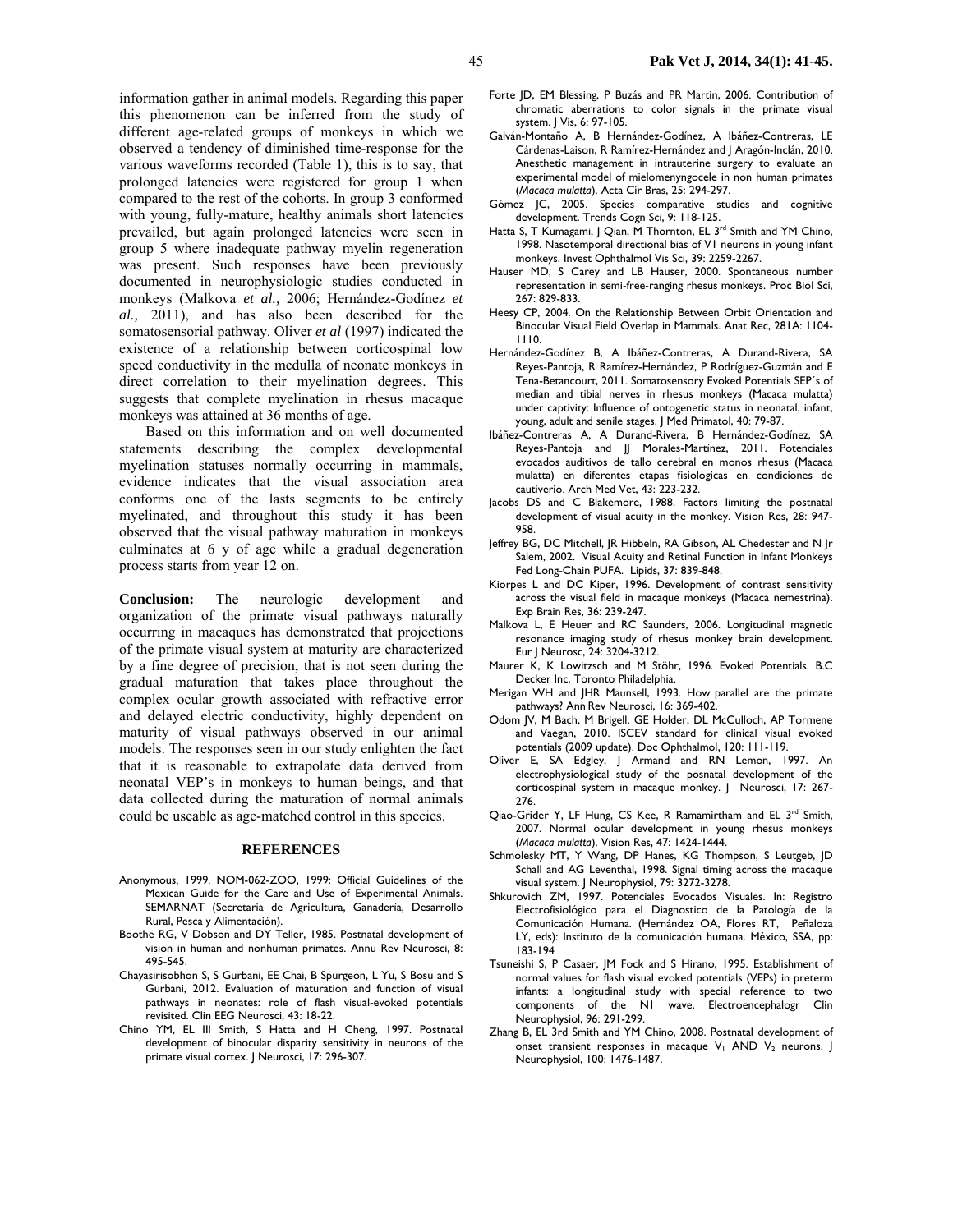information gather in animal models. Regarding this paper this phenomenon can be inferred from the study of different age-related groups of monkeys in which we observed a tendency of diminished time-response for the various waveforms recorded (Table 1), this is to say, that prolonged latencies were registered for group 1 when compared to the rest of the cohorts. In group 3 conformed with young, fully-mature, healthy animals short latencies prevailed, but again prolonged latencies were seen in group 5 where inadequate pathway myelin regeneration was present. Such responses have been previously documented in neurophysiologic studies conducted in monkeys (Malkova *et al.,* 2006; Hernández-Godínez *et al.,* 2011), and has also been described for the somatosensorial pathway. Oliver *et al* (1997) indicated the existence of a relationship between corticospinal low speed conductivity in the medulla of neonate monkeys in direct correlation to their myelination degrees. This suggests that complete myelination in rhesus macaque monkeys was attained at 36 months of age.

Based on this information and on well documented statements describing the complex developmental myelination statuses normally occurring in mammals, evidence indicates that the visual association area conforms one of the lasts segments to be entirely myelinated, and throughout this study it has been observed that the visual pathway maturation in monkeys culminates at 6 y of age while a gradual degeneration process starts from year 12 on.

**Conclusion:** The neurologic development and organization of the primate visual pathways naturally occurring in macaques has demonstrated that projections of the primate visual system at maturity are characterized by a fine degree of precision, that is not seen during the gradual maturation that takes place throughout the complex ocular growth associated with refractive error and delayed electric conductivity, highly dependent on maturity of visual pathways observed in our animal models. The responses seen in our study enlighten the fact that it is reasonable to extrapolate data derived from neonatal VEP's in monkeys to human beings, and that data collected during the maturation of normal animals could be useable as age-matched control in this species.

## REFERENCES

Anonymous, 1999. NOM-062-ZOO, 1999: Official Guidelines of the Mexican Guide for the Care and Use of Experimental Animals. SEMARNAT (Secretaria de Agricultura, Ganadería, Desarrollo Rural, Pesca y Alimentación).

Boothe RG, V Dobson and DY Teller, 1985. Postnatal development of vision in human and nonhuman primates. Annu Rev Neurosci, 8: 495-545.

Chayasirisobhon S, S Gurbani, EE Chai, B Spurgeon, L Yu, S Bosu and S Gurbani, 2012. Evaluation of maturation and function of visual pathways in neonates: role of flash visual-evoked potentials revisited. Clin EEG Neurosci, 43: 18-22.

Chino YM, EL III Smith, S Hatta and H Cheng, 1997. Postnatal development of binocular disparity sensitivity in neurons of the primate visual cortex. J Neurosci, 17: 296-307.

Forte JD, EM Blessing, P Buzás and PR Martin, 2006. Contribution of chromatic aberrations to color signals in the primate visual system. J Vis, 6: 97-105.

Galván-Montaño A, B Hernández-Godínez, A Ibáñez-Contreras, LE Cárdenas-Laison, R Ramírez-Hernández and J Aragón-Inclán, 2010. Anesthetic management in intrauterine surgery to evaluate an experimental model of mielomenyngocele in non human primates (*Macaca mulatta*). Acta Cir Bras, 25: 294-297.

Gómez JC, 2005. Species comparative studies and cognitive development. Trends Cogn Sci, 9: 118-125.

Hatta S, T Kumagami, J Qian, M Thornton, EL 3rd Smith and YM Chino, 1998. Nasotemporal directional bias of V1 neurons in young infant monkeys. Invest Ophthalmol Vis Sci, 39: 2259-2267.

Hauser MD, S Carey and LB Hauser, 2000. Spontaneous number representation in semi-free-ranging rhesus monkeys. Proc Biol Sci, 267: 829-833.

Heesy CP, 2004. On the Relationship Between Orbit Orientation and Binocular Visual Field Overlap in Mammals. Anat Rec, 281A: 1104-1110.

Hernández-Godínez B, A Ibáñez-Contreras, A Durand-Rivera, SA Reyes-Pantoja, R Ramírez-Hernández, P Rodríguez-Guzmán and E Tena-Betancourt, 2011. Somatosensory Evoked Potentials SEP´s of median and tibial nerves in rhesus monkeys (Macaca mulatta) under captivity: Influence of ontogenetic status in neonatal, infant, young, adult and senile stages. J Med Primatol, 40: 79-87.

Ibáñez-Contreras A, A Durand-Rivera, B Hernández-Godínez, SA Reyes-Pantoja and JJ Morales-Martínez, 2011. Potenciales evocados auditivos de tallo cerebral en monos rhesus (Macaca mulatta) en diferentes etapas fisiológicas en condiciones de cautiverio. Arch Med Vet, 43: 223-232.

Jacobs DS and C Blakemore, 1988. Factors limiting the postnatal development of visual acuity in the monkey. Vision Res, 28: 947-958.

Jeffrey BG, DC Mitchell, JR Hibbeln, RA Gibson, AL Chedester and N Jr Salem, 2002. Visual Acuity and Retinal Function in Infant Monkeys Fed Long-Chain PUFA. Lipids, 37: 839-848.

Kiorpes L and DC Kiper, 1996. Development of contrast sensitivity across the visual field in macaque monkeys (Macaca nemestrina). Exp Brain Res, 36: 239-247.

Malkova L, E Heuer and RC Saunders, 2006. Longitudinal magnetic resonance imaging study of rhesus monkey brain development. Eur J Neurosc, 24: 3204-3212.

Maurer K, K Lowitzsch and M Stöhr, 1996. Evoked Potentials. B.C Decker Inc. Toronto Philadelphia.

Merigan WH and JHR Maunsell, 1993. How parallel are the primate pathways? Ann Rev Neurosci, 16: 369-402.

Odom JV, M Bach, M Brigell, GE Holder, DL McCulloch, AP Tormene and Vaegan, 2010. ISCEV standard for clinical visual evoked potentials (2009 update). Doc Ophthalmol, 120: 111-119.

Oliver E, SA Edgley, J Armand and RN Lemon, 1997. An electrophysiological study of the posnatal development of the corticospinal system in macaque monkey. J Neurosci, 17: 267-276.

Qiao-Grider Y, LF Hung, CS Kee, R Ramamirtham and EL 3rd Smith, 2007. Normal ocular development in young rhesus monkeys (*Macaca mulatta*). Vision Res, 47: 1424-1444.

Schmolesky MT, Y Wang, DP Hanes, KG Thompson, S Leutgeb, JD Schall and AG Leventhal, 1998. Signal timing across the macaque visual system. J Neurophysiol, 79: 3272-3278.

Shkurovich ZM, 1997. Potenciales Evocados Visuales. In: Registro Electrofisiológico para el Diagnostico de la Patología de la Comunicación Humana. (Hernández OA, Flores RT, Peñaloza LY, eds): Instituto de la comunicación humana. México, SSA, pp: 183-194

Tsuneishi S, P Casaer, JM Fock and S Hirano, 1995. Establishment of normal values for flash visual evoked potentials (VEPs) in preterm infants: a longitudinal study with special reference to two components of the N1 wave. Electroencephalogr Clin Neurophysiol, 96: 291-299.

Zhang B, EL 3rd Smith and YM Chino, 2008. Postnatal development of onset transient responses in macaque $V_1$ AND $V_2$ neurons. J Neurophysiol, 100: 1476-1487.